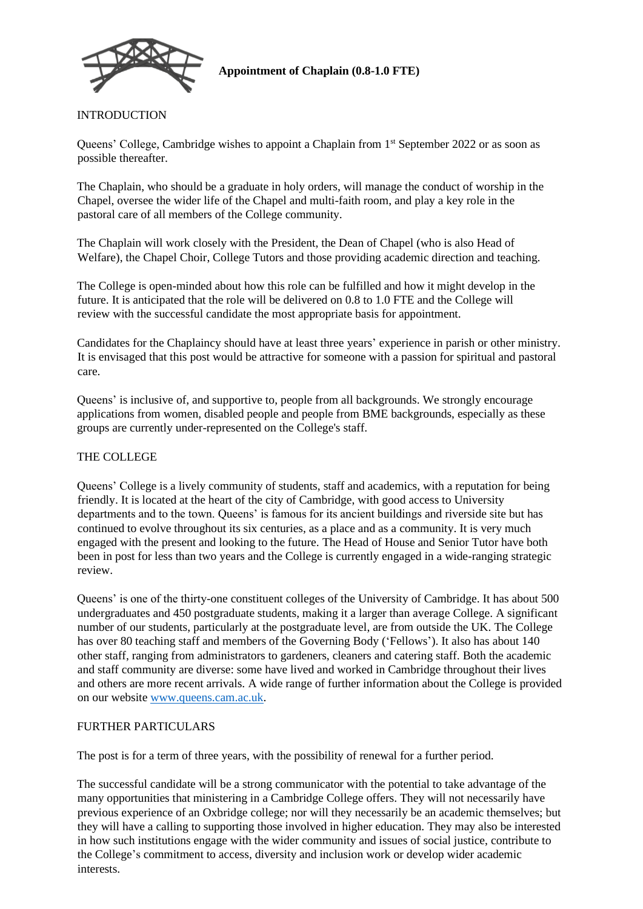**Appointment of Chaplain (0.8-1.0 FTE)**

INTRODUCTION

Queens' College, Cambridge wishes to appoint a Chaplain from 1st September 2022 or as soon as possible thereafter.

The Chaplain, who should be a graduate in holy orders, will manage the conduct of worship in the Chapel, oversee the wider life of the Chapel and multi-faith room, and play a key role in the pastoral care of all members of the College community.

The Chaplain will work closely with the President, the Dean of Chapel (who is also Head of Welfare), the Chapel Choir, College Tutors and those providing academic direction and teaching.

The College is open-minded about how this role can be fulfilled and how it might develop in the future. It is anticipated that the role will be delivered on 0.8 to 1.0 FTE and the College will review with the successful candidate the most appropriate basis for appointment.

Candidates for the Chaplaincy should have at least three years' experience in parish or other ministry. It is envisaged that this post would be attractive for someone with a passion for spiritual and pastoral care.

Queens' is inclusive of, and supportive to, people from all backgrounds. We strongly encourage applications from women, disabled people and people from BME backgrounds, especially as these groups are currently under-represented on the College's staff.

THE COLLEGE

Queens' College is a lively community of students, staff and academics, with a reputation for being friendly. It is located at the heart of the city of Cambridge, with good access to University departments and to the town. Queens' is famous for its ancient buildings and riverside site but has continued to evolve throughout its six centuries, as a place and as a community. It is very much engaged with the present and looking to the future. The Head of House and Senior Tutor have both been in post for less than two years and the College is currently engaged in a wide-ranging strategic review.

Queens' is one of the thirty-one constituent colleges of the University of Cambridge. It has about 500 undergraduates and 450 postgraduate students, making it a larger than average College. A significant number of our students, particularly at the postgraduate level, are from outside the UK. The College has over 80 teaching staff and members of the Governing Body ('Fellows'). It also has about 140 other staff, ranging from administrators to gardeners, cleaners and catering staff. Both the academic and staff community are diverse: some have lived and worked in Cambridge throughout their lives and others are more recent arrivals. A wide range of further information about the College is provided on our website www.queens.cam.ac.uk.

FURTHER PARTICULARS

The post is for a term of three years, with the possibility of renewal for a further period.

The successful candidate will be a strong communicator with the potential to take advantage of the many opportunities that ministering in a Cambridge College offers. They will not necessarily have previous experience of an Oxbridge college; nor will they necessarily be an academic themselves; but they will have a calling to supporting those involved in higher education. They may also be interested in how such institutions engage with the wider community and issues of social justice, contribute to the College's commitment to access, diversity and inclusion work or develop wider academic interests.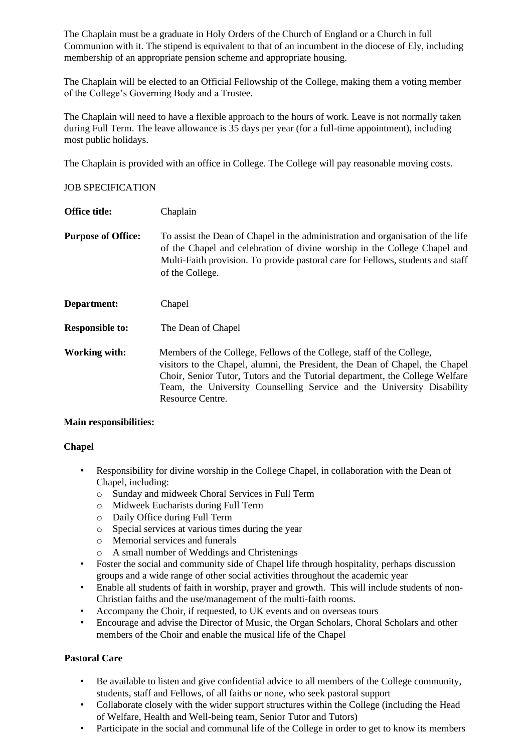The Chaplain must be a graduate in Holy Orders of the Church of England or a Church in full Communion with it. The stipend is equivalent to that of an incumbent in the diocese of Ely, including membership of an appropriate pension scheme and appropriate housing.

The Chaplain will be elected to an Official Fellowship of the College, making them a voting member of the College's Governing Body and a Trustee.

The Chaplain will need to have a flexible approach to the hours of work. Leave is not normally taken during Full Term. The leave allowance is 35 days per year (for a full-time appointment), including most public holidays.

The Chaplain is provided with an office in College. The College will pay reasonable moving costs.

JOB SPECIFICATION

**Office title:** Chaplain

**Purpose of Office:** To assist the Dean of Chapel in the administration and organisation of the life of the Chapel and celebration of divine worship in the College Chapel and Multi-Faith provision. To provide pastoral care for Fellows, students and staff of the College.

**Department:** Chapel

**Responsible to:** The Dean of Chapel

**Working with:** Members of the College, Fellows of the College, staff of the College, visitors to the Chapel, alumni, the President, the Dean of Chapel, the Chapel Choir, Senior Tutor, Tutors and the Tutorial department, the College Welfare Team, the University Counselling Service and the University Disability Resource Centre.

**Main responsibilities:**

**Chapel**

- Responsibility for divine worship in the College Chapel, in collaboration with the Dean of Chapel, including:
  - Sunday and midweek Choral Services in Full Term
  - Midweek Eucharists during Full Term
  - Daily Office during Full Term
  - Special services at various times during the year
  - Memorial services and funerals
  - A small number of Weddings and Christenings
- Foster the social and community side of Chapel life through hospitality, perhaps discussion groups and a wide range of other social activities throughout the academic year
- Enable all students of faith in worship, prayer and growth. This will include students of non-Christian faiths and the use/management of the multi-faith rooms.
- Accompany the Choir, if requested, to UK events and on overseas tours
- Encourage and advise the Director of Music, the Organ Scholars, Choral Scholars and other members of the Choir and enable the musical life of the Chapel

**Pastoral Care**

- Be available to listen and give confidential advice to all members of the College community, students, staff and Fellows, of all faiths or none, who seek pastoral support
- Collaborate closely with the wider support structures within the College (including the Head of Welfare, Health and Well-being team, Senior Tutor and Tutors)
- Participate in the social and communal life of the College in order to get to know its members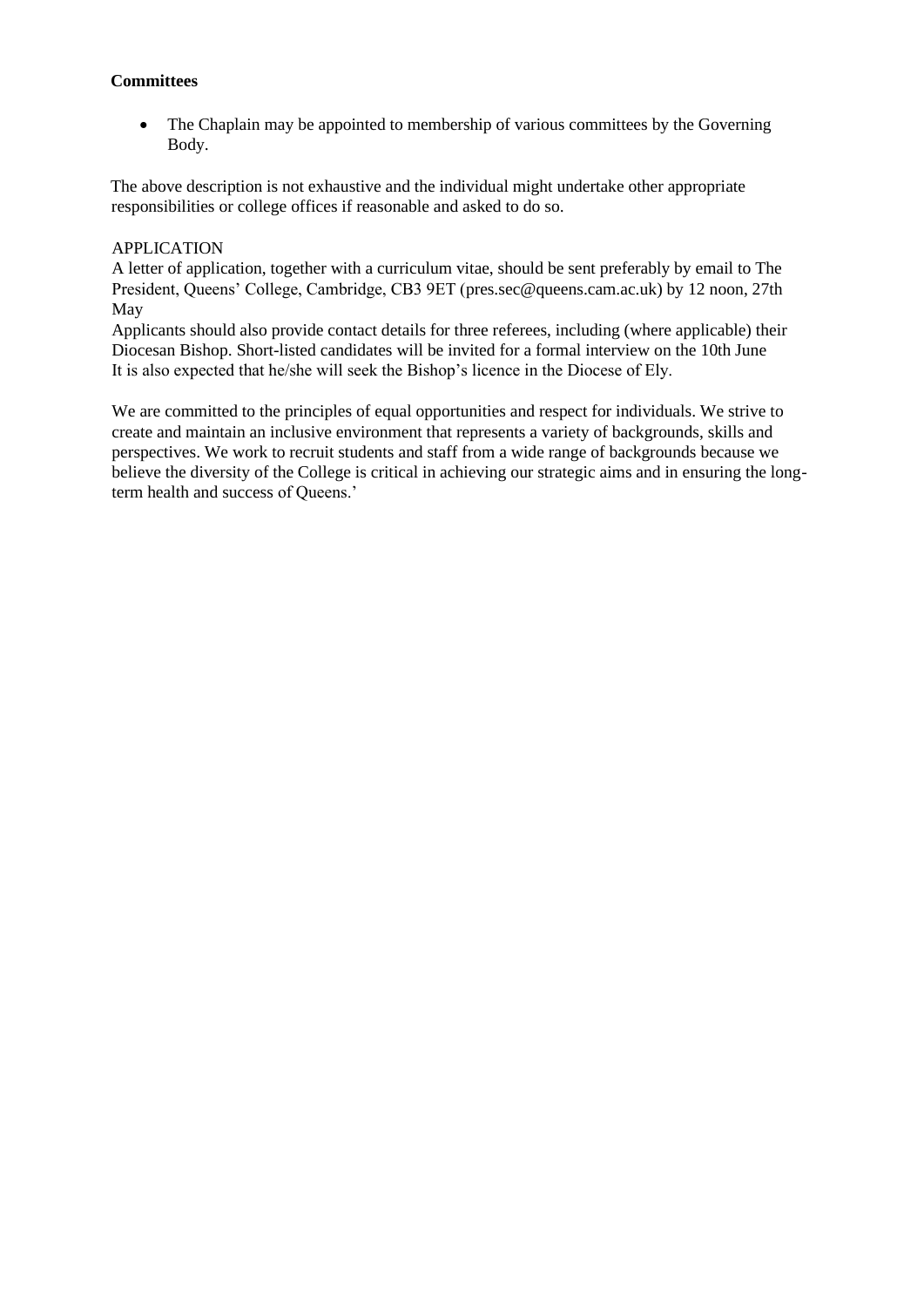**Committees**

- The Chaplain may be appointed to membership of various committees by the Governing Body.

The above description is not exhaustive and the individual might undertake other appropriate responsibilities or college offices if reasonable and asked to do so.

APPLICATION

A letter of application, together with a curriculum vitae, should be sent preferably by email to The President, Queens' College, Cambridge, CB3 9ET (pres.sec@queens.cam.ac.uk) by 12 noon, 27th May

Applicants should also provide contact details for three referees, including (where applicable) their Diocesan Bishop. Short-listed candidates will be invited for a formal interview on the 10th June

It is also expected that he/she will seek the Bishop's licence in the Diocese of Ely.

We are committed to the principles of equal opportunities and respect for individuals. We strive to create and maintain an inclusive environment that represents a variety of backgrounds, skills and perspectives. We work to recruit students and staff from a wide range of backgrounds because we believe the diversity of the College is critical in achieving our strategic aims and in ensuring the long-term health and success of Queens.'